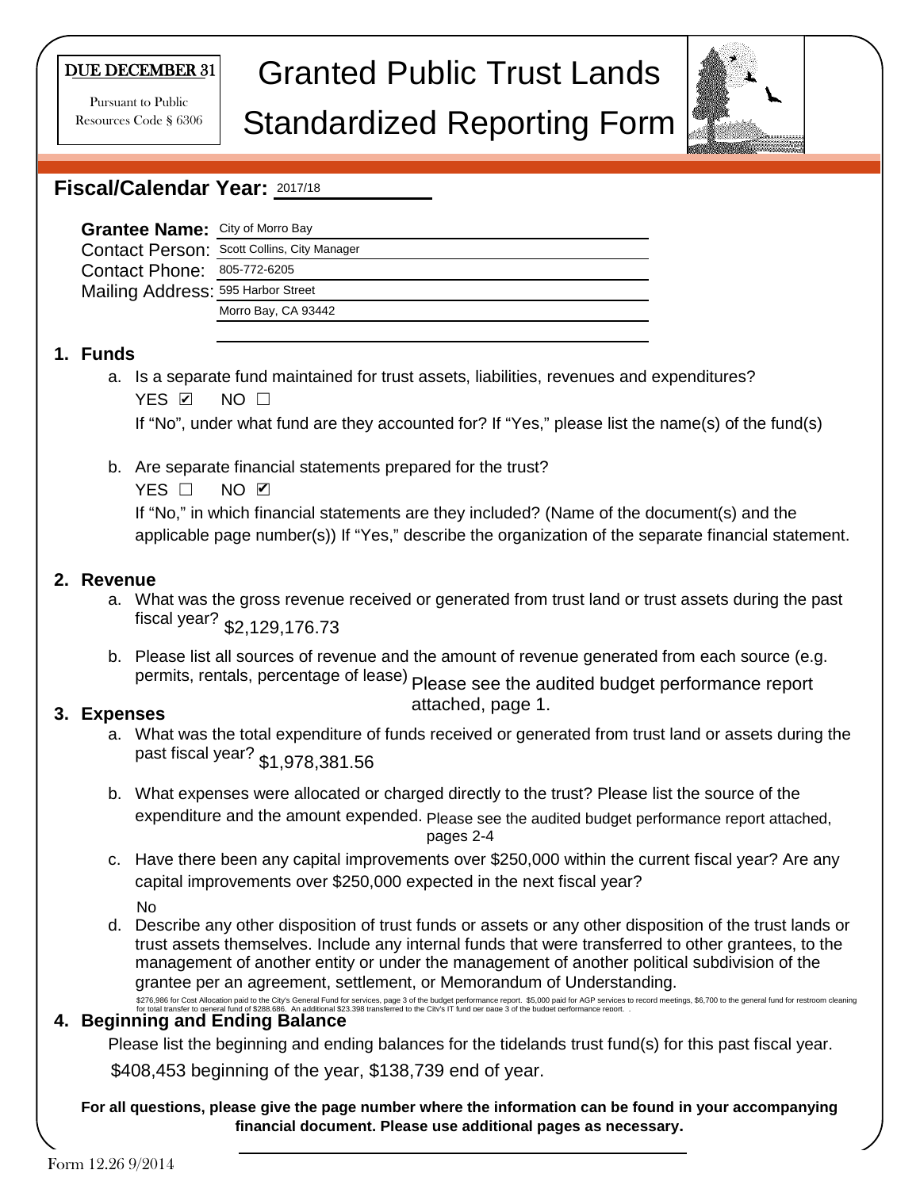DUE DECEMBER 31

Pursuant to Public Resources Code § 6306

# Granted Public Trust Lands Standardized Reporting Form

## Fiscal/Calendar Year: 2017/18

**Grantee Name:** City of Morro Bay
Contact Person: Scott Collins, City Manager
Contact Phone: 805-772-6205
Mailing Address: 595 Harbor Street
Morro Bay, CA 93442

### 1. Funds

a. Is a separate fund maintained for trust assets, liabilities, revenues and expenditures?
YES ☑ NO ☐
If "No", under what fund are they accounted for? If "Yes," please list the name(s) of the fund(s)

b. Are separate financial statements prepared for the trust?
YES ☐ NO ☑
If "No," in which financial statements are they included? (Name of the document(s) and the applicable page number(s)) If "Yes," describe the organization of the separate financial statement.

### 2. Revenue

a. What was the gross revenue received or generated from trust land or trust assets during the past fiscal year? $2,129,176.73

b. Please list all sources of revenue and the amount of revenue generated from each source (e.g. permits, rentals, percentage of lease) Please see the audited budget performance report attached, page 1.

### 3. Expenses

a. What was the total expenditure of funds received or generated from trust land or assets during the past fiscal year? $1,978,381.56

b. What expenses were allocated or charged directly to the trust? Please list the source of the expenditure and the amount expended. Please see the audited budget performance report attached, pages 2-4

c. Have there been any capital improvements over $250,000 within the current fiscal year? Are any capital improvements over $250,000 expected in the next fiscal year?
No

d. Describe any other disposition of trust funds or assets or any other disposition of the trust lands or trust assets themselves. Include any internal funds that were transferred to other grantees, to the management of another entity or under the management of another political subdivision of the grantee per an agreement, settlement, or Memorandum of Understanding.
$276,986 for Cost Allocation paid to the City's General Fund for services, page 3 of the budget performance report. $5,000 paid for AGP services to record meetings, $6,700 to the general fund for restroom cleaning for total transfer to general fund of $288,686. An additional $23,398 transferred to the City's IT fund per page 3 of the budget performance report.

### 4. Beginning and Ending Balance

Please list the beginning and ending balances for the tidelands trust fund(s) for this past fiscal year.
$408,453 beginning of the year, $138,739 end of year.

**For all questions, please give the page number where the information can be found in your accompanying financial document. Please use additional pages as necessary.**

Form 12.26 9/2014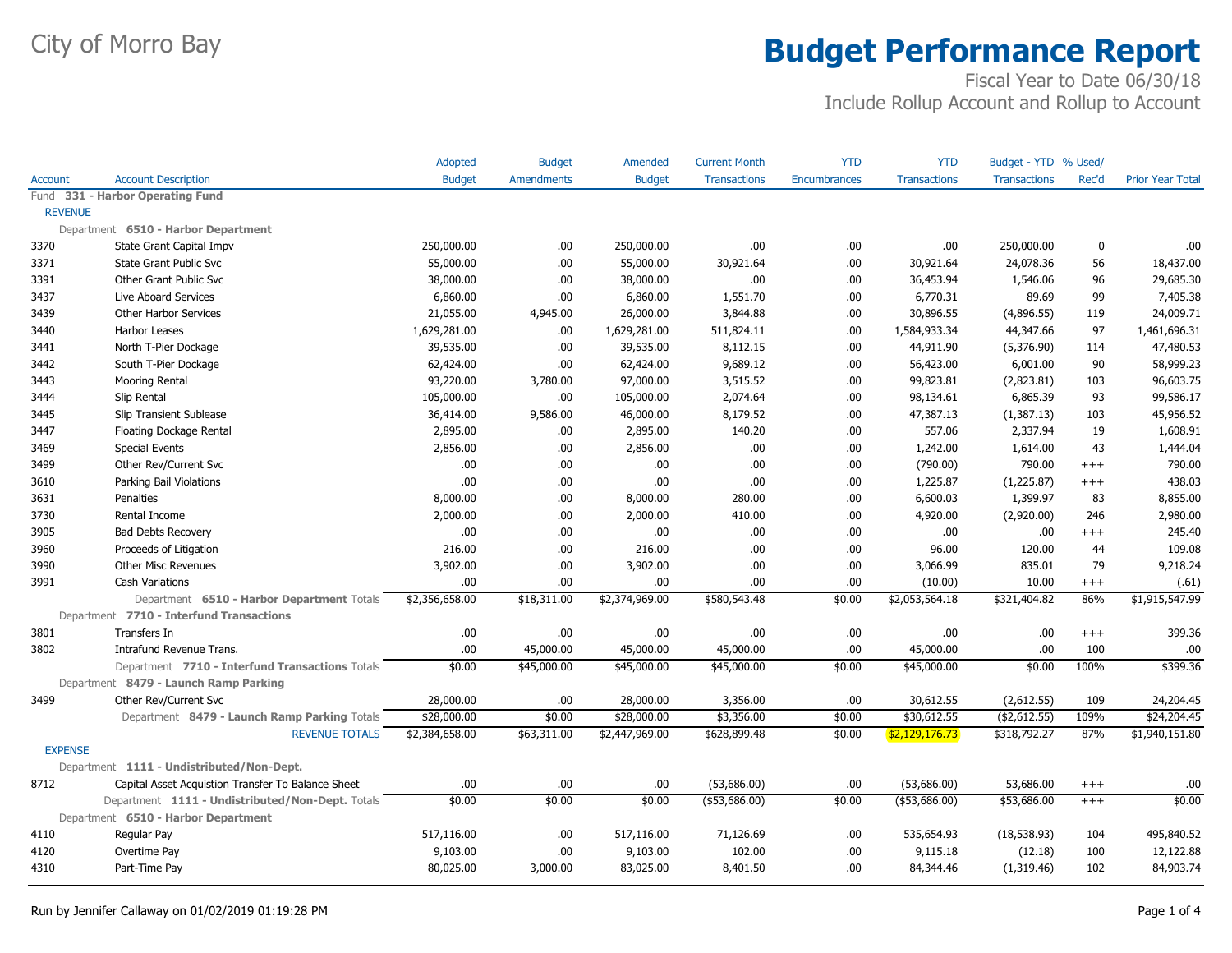# City of Morro Bay

# Budget Performance Report

Fiscal Year to Date 06/30/18

Include Rollup Account and Rollup to Account

| Account | Account Description | Adopted Budget | Budget Amendments | Amended Budget | Current Month Transactions | YTD Encumbrances | YTD Transactions | Budget - YTD Transactions | % Used/ Rec'd | Prior Year Total |
|---|---|---|---|---|---|---|---|---|---|---|
| Fund **331 - Harbor Operating Fund** | | | | | | | | | | |
| REVENUE | | | | | | | | | | |
| Department **6510 - Harbor Department** | | | | | | | | | | |
| 3370 | State Grant Capital Impv | 250,000.00 | .00 | 250,000.00 | .00 | .00 | .00 | 250,000.00 | 0 | .00 |
| 3371 | State Grant Public Svc | 55,000.00 | .00 | 55,000.00 | 30,921.64 | .00 | 30,921.64 | 24,078.36 | 56 | 18,437.00 |
| 3391 | Other Grant Public Svc | 38,000.00 | .00 | 38,000.00 | .00 | .00 | 36,453.94 | 1,546.06 | 96 | 29,685.30 |
| 3437 | Live Aboard Services | 6,860.00 | .00 | 6,860.00 | 1,551.70 | .00 | 6,770.31 | 89.69 | 99 | 7,405.38 |
| 3439 | Other Harbor Services | 21,055.00 | 4,945.00 | 26,000.00 | 3,844.88 | .00 | 30,896.55 | (4,896.55) | 119 | 24,009.71 |
| 3440 | Harbor Leases | 1,629,281.00 | .00 | 1,629,281.00 | 511,824.11 | .00 | 1,584,933.34 | 44,347.66 | 97 | 1,461,696.31 |
| 3441 | North T-Pier Dockage | 39,535.00 | .00 | 39,535.00 | 8,112.15 | .00 | 44,911.90 | (5,376.90) | 114 | 47,480.53 |
| 3442 | South T-Pier Dockage | 62,424.00 | .00 | 62,424.00 | 9,689.12 | .00 | 56,423.00 | 6,001.00 | 90 | 58,999.23 |
| 3443 | Mooring Rental | 93,220.00 | 3,780.00 | 97,000.00 | 3,515.52 | .00 | 99,823.81 | (2,823.81) | 103 | 96,603.75 |
| 3444 | Slip Rental | 105,000.00 | .00 | 105,000.00 | 2,074.64 | .00 | 98,134.61 | 6,865.39 | 93 | 99,586.17 |
| 3445 | Slip Transient Sublease | 36,414.00 | 9,586.00 | 46,000.00 | 8,179.52 | .00 | 47,387.13 | (1,387.13) | 103 | 45,956.52 |
| 3447 | Floating Dockage Rental | 2,895.00 | .00 | 2,895.00 | 140.20 | .00 | 557.06 | 2,337.94 | 19 | 1,608.91 |
| 3469 | Special Events | 2,856.00 | .00 | 2,856.00 | .00 | .00 | 1,242.00 | 1,614.00 | 43 | 1,444.04 |
| 3499 | Other Rev/Current Svc | .00 | .00 | .00 | .00 | .00 | (790.00) | 790.00 | +++ | 790.00 |
| 3610 | Parking Bail Violations | .00 | .00 | .00 | .00 | .00 | 1,225.87 | (1,225.87) | +++ | 438.03 |
| 3631 | Penalties | 8,000.00 | .00 | 8,000.00 | 280.00 | .00 | 6,600.03 | 1,399.97 | 83 | 8,855.00 |
| 3730 | Rental Income | 2,000.00 | .00 | 2,000.00 | 410.00 | .00 | 4,920.00 | (2,920.00) | 246 | 2,980.00 |
| 3905 | Bad Debts Recovery | .00 | .00 | .00 | .00 | .00 | .00 | .00 | +++ | 245.40 |
| 3960 | Proceeds of Litigation | 216.00 | .00 | 216.00 | .00 | .00 | 96.00 | 120.00 | 44 | 109.08 |
| 3990 | Other Misc Revenues | 3,902.00 | .00 | 3,902.00 | .00 | .00 | 3,066.99 | 835.01 | 79 | 9,218.24 |
| 3991 | Cash Variations | .00 | .00 | .00 | .00 | .00 | (10.00) | 10.00 | +++ | (.61) |
| | Department **6510 - Harbor Department** Totals | $2,356,658.00 | $18,311.00 | $2,374,969.00 | $580,543.48 | $0.00 | $2,053,564.18 | $321,404.82 | 86% | $1,915,547.99 |
| Department **7710 - Interfund Transactions** | | | | | | | | | | |
| 3801 | Transfers In | .00 | .00 | .00 | .00 | .00 | .00 | .00 | +++ | 399.36 |
| 3802 | Intrafund Revenue Trans. | .00 | 45,000.00 | 45,000.00 | 45,000.00 | .00 | 45,000.00 | .00 | 100 | .00 |
| | Department **7710 - Interfund Transactions** Totals | $0.00 | $45,000.00 | $45,000.00 | $45,000.00 | $0.00 | $45,000.00 | $0.00 | 100% | $399.36 |
| Department **8479 - Launch Ramp Parking** | | | | | | | | | | |
| 3499 | Other Rev/Current Svc | 28,000.00 | .00 | 28,000.00 | 3,356.00 | .00 | 30,612.55 | (2,612.55) | 109 | 24,204.45 |
| | Department **8479 - Launch Ramp Parking** Totals | $28,000.00 | $0.00 | $28,000.00 | $3,356.00 | $0.00 | $30,612.55 | ($2,612.55) | 109% | $24,204.45 |
| | REVENUE TOTALS | $2,384,658.00 | $63,311.00 | $2,447,969.00 | $628,899.48 | $0.00 | $2,129,176.73 | $318,792.27 | 87% | $1,940,151.80 |
| EXPENSE | | | | | | | | | | |
| Department **1111 - Undistributed/Non-Dept.** | | | | | | | | | | |
| 8712 | Capital Asset Acquistion Transfer To Balance Sheet | .00 | .00 | .00 | (53,686.00) | .00 | (53,686.00) | 53,686.00 | +++ | .00 |
| | Department **1111 - Undistributed/Non-Dept.** Totals | $0.00 | $0.00 | $0.00 | ($53,686.00) | $0.00 | ($53,686.00) | $53,686.00 | +++ | $0.00 |
| Department **6510 - Harbor Department** | | | | | | | | | | |
| 4110 | Regular Pay | 517,116.00 | .00 | 517,116.00 | 71,126.69 | .00 | 535,654.93 | (18,538.93) | 104 | 495,840.52 |
| 4120 | Overtime Pay | 9,103.00 | .00 | 9,103.00 | 102.00 | .00 | 9,115.18 | (12.18) | 100 | 12,122.88 |
| 4310 | Part-Time Pay | 80,025.00 | 3,000.00 | 83,025.00 | 8,401.50 | .00 | 84,344.46 | (1,319.46) | 102 | 84,903.74 |

Run by Jennifer Callaway on 01/02/2019 01:19:28 PM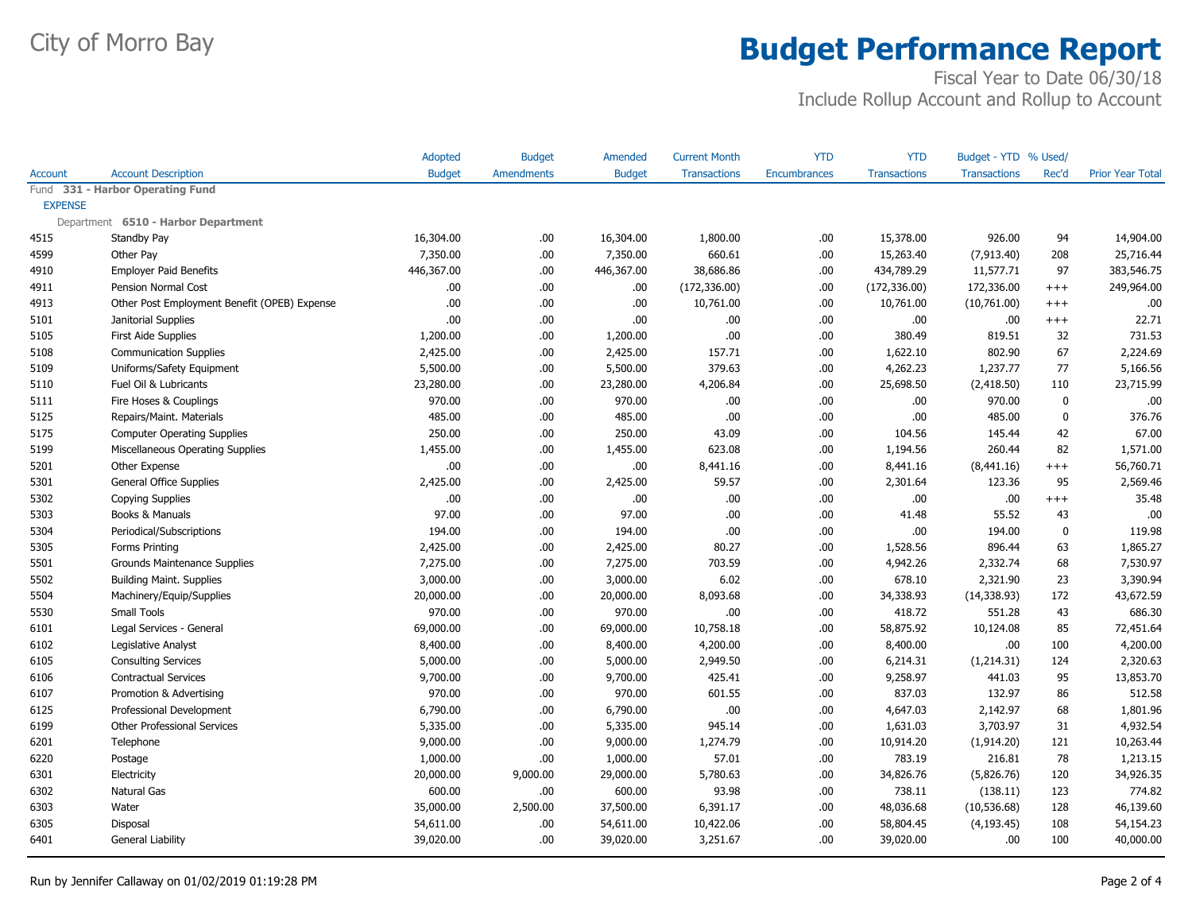# City of Morro Bay

# Budget Performance Report

Fiscal Year to Date 06/30/18

Include Rollup Account and Rollup to Account

| Account | Account Description | Adopted Budget | Budget Amendments | Amended Budget | Current Month Transactions | YTD Encumbrances | YTD Transactions | Budget - YTD Transactions | % Used/ Rec'd | Prior Year Total |
|---|---|---|---|---|---|---|---|---|---|---|
| Fund **331 - Harbor Operating Fund** | | | | | | | | | | |
| EXPENSE | | | | | | | | | | |
| Department **6510 - Harbor Department** | | | | | | | | | | |
| 4515 | Standby Pay | 16,304.00 | .00 | 16,304.00 | 1,800.00 | .00 | 15,378.00 | 926.00 | 94 | 14,904.00 |
| 4599 | Other Pay | 7,350.00 | .00 | 7,350.00 | 660.61 | .00 | 15,263.40 | (7,913.40) | 208 | 25,716.44 |
| 4910 | Employer Paid Benefits | 446,367.00 | .00 | 446,367.00 | 38,686.86 | .00 | 434,789.29 | 11,577.71 | 97 | 383,546.75 |
| 4911 | Pension Normal Cost | .00 | .00 | .00 | (172,336.00) | .00 | (172,336.00) | 172,336.00 | +++ | 249,964.00 |
| 4913 | Other Post Employment Benefit (OPEB) Expense | .00 | .00 | .00 | 10,761.00 | .00 | 10,761.00 | (10,761.00) | +++ | .00 |
| 5101 | Janitorial Supplies | .00 | .00 | .00 | .00 | .00 | .00 | .00 | +++ | 22.71 |
| 5105 | First Aide Supplies | 1,200.00 | .00 | 1,200.00 | .00 | .00 | 380.49 | 819.51 | 32 | 731.53 |
| 5108 | Communication Supplies | 2,425.00 | .00 | 2,425.00 | 157.71 | .00 | 1,622.10 | 802.90 | 67 | 2,224.69 |
| 5109 | Uniforms/Safety Equipment | 5,500.00 | .00 | 5,500.00 | 379.63 | .00 | 4,262.23 | 1,237.77 | 77 | 5,166.56 |
| 5110 | Fuel Oil & Lubricants | 23,280.00 | .00 | 23,280.00 | 4,206.84 | .00 | 25,698.50 | (2,418.50) | 110 | 23,715.99 |
| 5111 | Fire Hoses & Couplings | 970.00 | .00 | 970.00 | .00 | .00 | .00 | 970.00 | 0 | .00 |
| 5125 | Repairs/Maint. Materials | 485.00 | .00 | 485.00 | .00 | .00 | .00 | 485.00 | 0 | 376.76 |
| 5175 | Computer Operating Supplies | 250.00 | .00 | 250.00 | 43.09 | .00 | 104.56 | 145.44 | 42 | 67.00 |
| 5199 | Miscellaneous Operating Supplies | 1,455.00 | .00 | 1,455.00 | 623.08 | .00 | 1,194.56 | 260.44 | 82 | 1,571.00 |
| 5201 | Other Expense | .00 | .00 | .00 | 8,441.16 | .00 | 8,441.16 | (8,441.16) | +++ | 56,760.71 |
| 5301 | General Office Supplies | 2,425.00 | .00 | 2,425.00 | 59.57 | .00 | 2,301.64 | 123.36 | 95 | 2,569.46 |
| 5302 | Copying Supplies | .00 | .00 | .00 | .00 | .00 | .00 | .00 | +++ | 35.48 |
| 5303 | Books & Manuals | 97.00 | .00 | 97.00 | .00 | .00 | 41.48 | 55.52 | 43 | .00 |
| 5304 | Periodical/Subscriptions | 194.00 | .00 | 194.00 | .00 | .00 | .00 | 194.00 | 0 | 119.98 |
| 5305 | Forms Printing | 2,425.00 | .00 | 2,425.00 | 80.27 | .00 | 1,528.56 | 896.44 | 63 | 1,865.27 |
| 5501 | Grounds Maintenance Supplies | 7,275.00 | .00 | 7,275.00 | 703.59 | .00 | 4,942.26 | 2,332.74 | 68 | 7,530.97 |
| 5502 | Building Maint. Supplies | 3,000.00 | .00 | 3,000.00 | 6.02 | .00 | 678.10 | 2,321.90 | 23 | 3,390.94 |
| 5504 | Machinery/Equip/Supplies | 20,000.00 | .00 | 20,000.00 | 8,093.68 | .00 | 34,338.93 | (14,338.93) | 172 | 43,672.59 |
| 5530 | Small Tools | 970.00 | .00 | 970.00 | .00 | .00 | 418.72 | 551.28 | 43 | 686.30 |
| 6101 | Legal Services - General | 69,000.00 | .00 | 69,000.00 | 10,758.18 | .00 | 58,875.92 | 10,124.08 | 85 | 72,451.64 |
| 6102 | Legislative Analyst | 8,400.00 | .00 | 8,400.00 | 4,200.00 | .00 | 8,400.00 | .00 | 100 | 4,200.00 |
| 6105 | Consulting Services | 5,000.00 | .00 | 5,000.00 | 2,949.50 | .00 | 6,214.31 | (1,214.31) | 124 | 2,320.63 |
| 6106 | Contractual Services | 9,700.00 | .00 | 9,700.00 | 425.41 | .00 | 9,258.97 | 441.03 | 95 | 13,853.70 |
| 6107 | Promotion & Advertising | 970.00 | .00 | 970.00 | 601.55 | .00 | 837.03 | 132.97 | 86 | 512.58 |
| 6125 | Professional Development | 6,790.00 | .00 | 6,790.00 | .00 | .00 | 4,647.03 | 2,142.97 | 68 | 1,801.96 |
| 6199 | Other Professional Services | 5,335.00 | .00 | 5,335.00 | 945.14 | .00 | 1,631.03 | 3,703.97 | 31 | 4,932.54 |
| 6201 | Telephone | 9,000.00 | .00 | 9,000.00 | 1,274.79 | .00 | 10,914.20 | (1,914.20) | 121 | 10,263.44 |
| 6220 | Postage | 1,000.00 | .00 | 1,000.00 | 57.01 | .00 | 783.19 | 216.81 | 78 | 1,213.15 |
| 6301 | Electricity | 20,000.00 | 9,000.00 | 29,000.00 | 5,780.63 | .00 | 34,826.76 | (5,826.76) | 120 | 34,926.35 |
| 6302 | Natural Gas | 600.00 | .00 | 600.00 | 93.98 | .00 | 738.11 | (138.11) | 123 | 774.82 |
| 6303 | Water | 35,000.00 | 2,500.00 | 37,500.00 | 6,391.17 | .00 | 48,036.68 | (10,536.68) | 128 | 46,139.60 |
| 6305 | Disposal | 54,611.00 | .00 | 54,611.00 | 10,422.06 | .00 | 58,804.45 | (4,193.45) | 108 | 54,154.23 |
| 6401 | General Liability | 39,020.00 | .00 | 39,020.00 | 3,251.67 | .00 | 39,020.00 | .00 | 100 | 40,000.00 |

Run by Jennifer Callaway on 01/02/2019 01:19:28 PM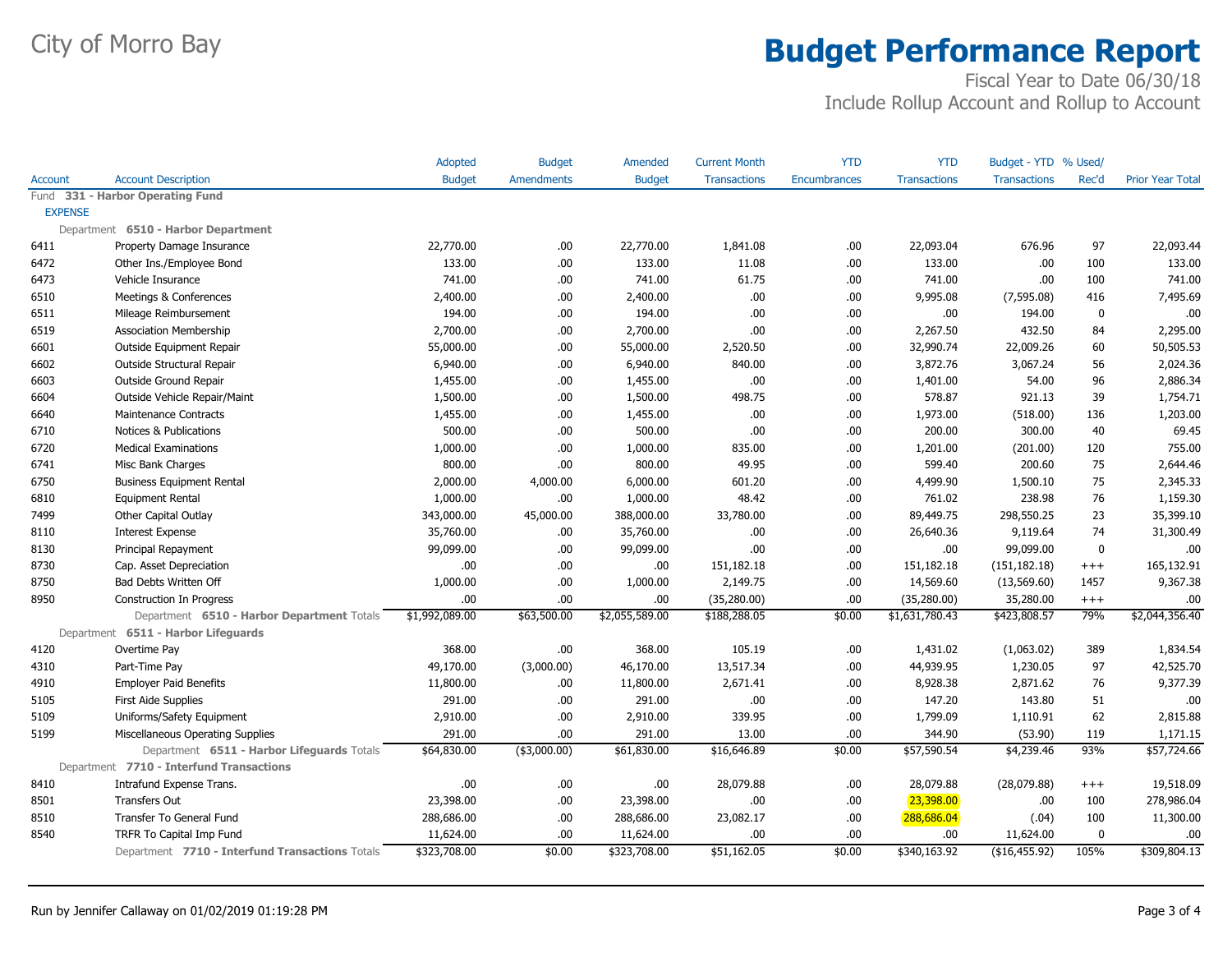# City of Morro Bay

# Budget Performance Report

Fiscal Year to Date 06/30/18
Include Rollup Account and Rollup to Account

| Account | Account Description | Adopted Budget | Budget Amendments | Amended Budget | Current Month Transactions | YTD Encumbrances | YTD Transactions | Budget - YTD Transactions | % Used/ Rec'd | Prior Year Total |
|---|---|---|---|---|---|---|---|---|---|---|
| Fund **331 - Harbor Operating Fund** | | | | | | | | | | |
| **EXPENSE** | | | | | | | | | | |
| Department **6510 - Harbor Department** | | | | | | | | | | |
| 6411 | Property Damage Insurance | 22,770.00 | .00 | 22,770.00 | 1,841.08 | .00 | 22,093.04 | 676.96 | 97 | 22,093.44 |
| 6472 | Other Ins./Employee Bond | 133.00 | .00 | 133.00 | 11.08 | .00 | 133.00 | .00 | 100 | 133.00 |
| 6473 | Vehicle Insurance | 741.00 | .00 | 741.00 | 61.75 | .00 | 741.00 | .00 | 100 | 741.00 |
| 6510 | Meetings & Conferences | 2,400.00 | .00 | 2,400.00 | .00 | .00 | 9,995.08 | (7,595.08) | 416 | 7,495.69 |
| 6511 | Mileage Reimbursement | 194.00 | .00 | 194.00 | .00 | .00 | .00 | 194.00 | 0 | .00 |
| 6519 | Association Membership | 2,700.00 | .00 | 2,700.00 | .00 | .00 | 2,267.50 | 432.50 | 84 | 2,295.00 |
| 6601 | Outside Equipment Repair | 55,000.00 | .00 | 55,000.00 | 2,520.50 | .00 | 32,990.74 | 22,009.26 | 60 | 50,505.53 |
| 6602 | Outside Structural Repair | 6,940.00 | .00 | 6,940.00 | 840.00 | .00 | 3,872.76 | 3,067.24 | 56 | 2,024.36 |
| 6603 | Outside Ground Repair | 1,455.00 | .00 | 1,455.00 | .00 | .00 | 1,401.00 | 54.00 | 96 | 2,886.34 |
| 6604 | Outside Vehicle Repair/Maint | 1,500.00 | .00 | 1,500.00 | 498.75 | .00 | 578.87 | 921.13 | 39 | 1,754.71 |
| 6640 | Maintenance Contracts | 1,455.00 | .00 | 1,455.00 | .00 | .00 | 1,973.00 | (518.00) | 136 | 1,203.00 |
| 6710 | Notices & Publications | 500.00 | .00 | 500.00 | .00 | .00 | 200.00 | 300.00 | 40 | 69.45 |
| 6720 | Medical Examinations | 1,000.00 | .00 | 1,000.00 | 835.00 | .00 | 1,201.00 | (201.00) | 120 | 755.00 |
| 6741 | Misc Bank Charges | 800.00 | .00 | 800.00 | 49.95 | .00 | 599.40 | 200.60 | 75 | 2,644.46 |
| 6750 | Business Equipment Rental | 2,000.00 | 4,000.00 | 6,000.00 | 601.20 | .00 | 4,499.90 | 1,500.10 | 75 | 2,345.33 |
| 6810 | Equipment Rental | 1,000.00 | .00 | 1,000.00 | 48.42 | .00 | 761.02 | 238.98 | 76 | 1,159.30 |
| 7499 | Other Capital Outlay | 343,000.00 | 45,000.00 | 388,000.00 | 33,780.00 | .00 | 89,449.75 | 298,550.25 | 23 | 35,399.10 |
| 8110 | Interest Expense | 35,760.00 | .00 | 35,760.00 | .00 | .00 | 26,640.36 | 9,119.64 | 74 | 31,300.49 |
| 8130 | Principal Repayment | 99,099.00 | .00 | 99,099.00 | .00 | .00 | .00 | 99,099.00 | 0 | .00 |
| 8730 | Cap. Asset Depreciation | .00 | .00 | .00 | 151,182.18 | .00 | 151,182.18 | (151,182.18) | +++ | 165,132.91 |
| 8750 | Bad Debts Written Off | 1,000.00 | .00 | 1,000.00 | 2,149.75 | .00 | 14,569.60 | (13,569.60) | 1457 | 9,367.38 |
| 8950 | Construction In Progress | .00 | .00 | .00 | (35,280.00) | .00 | (35,280.00) | 35,280.00 | +++ | .00 |
| | Department **6510 - Harbor Department** Totals | $1,992,089.00 | $63,500.00 | $2,055,589.00 | $188,288.05 | $0.00 | $1,631,780.43 | $423,808.57 | 79% | $2,044,356.40 |
| Department **6511 - Harbor Lifeguards** | | | | | | | | | | |
| 4120 | Overtime Pay | 368.00 | .00 | 368.00 | 105.19 | .00 | 1,431.02 | (1,063.02) | 389 | 1,834.54 |
| 4310 | Part-Time Pay | 49,170.00 | (3,000.00) | 46,170.00 | 13,517.34 | .00 | 44,939.95 | 1,230.05 | 97 | 42,525.70 |
| 4910 | Employer Paid Benefits | 11,800.00 | .00 | 11,800.00 | 2,671.41 | .00 | 8,928.38 | 2,871.62 | 76 | 9,377.39 |
| 5105 | First Aide Supplies | 291.00 | .00 | 291.00 | .00 | .00 | 147.20 | 143.80 | 51 | .00 |
| 5109 | Uniforms/Safety Equipment | 2,910.00 | .00 | 2,910.00 | 339.95 | .00 | 1,799.09 | 1,110.91 | 62 | 2,815.88 |
| 5199 | Miscellaneous Operating Supplies | 291.00 | .00 | 291.00 | 13.00 | .00 | 344.90 | (53.90) | 119 | 1,171.15 |
| | Department **6511 - Harbor Lifeguards** Totals | $64,830.00 | ($3,000.00) | $61,830.00 | $16,646.89 | $0.00 | $57,590.54 | $4,239.46 | 93% | $57,724.66 |
| Department **7710 - Interfund Transactions** | | | | | | | | | | |
| 8410 | Intrafund Expense Trans. | .00 | .00 | .00 | 28,079.88 | .00 | 28,079.88 | (28,079.88) | +++ | 19,518.09 |
| 8501 | Transfers Out | 23,398.00 | .00 | 23,398.00 | .00 | .00 | 23,398.00 | .00 | 100 | 278,986.04 |
| 8510 | Transfer To General Fund | 288,686.00 | .00 | 288,686.00 | 23,082.17 | .00 | 288,686.04 | (.04) | 100 | 11,300.00 |
| 8540 | TRFR To Capital Imp Fund | 11,624.00 | .00 | 11,624.00 | .00 | .00 | .00 | 11,624.00 | 0 | .00 |
| | Department **7710 - Interfund Transactions** Totals | $323,708.00 | $0.00 | $323,708.00 | $51,162.05 | $0.00 | $340,163.92 | ($16,455.92) | 105% | $309,804.13 |

Run by Jennifer Callaway on 01/02/2019 01:19:28 PM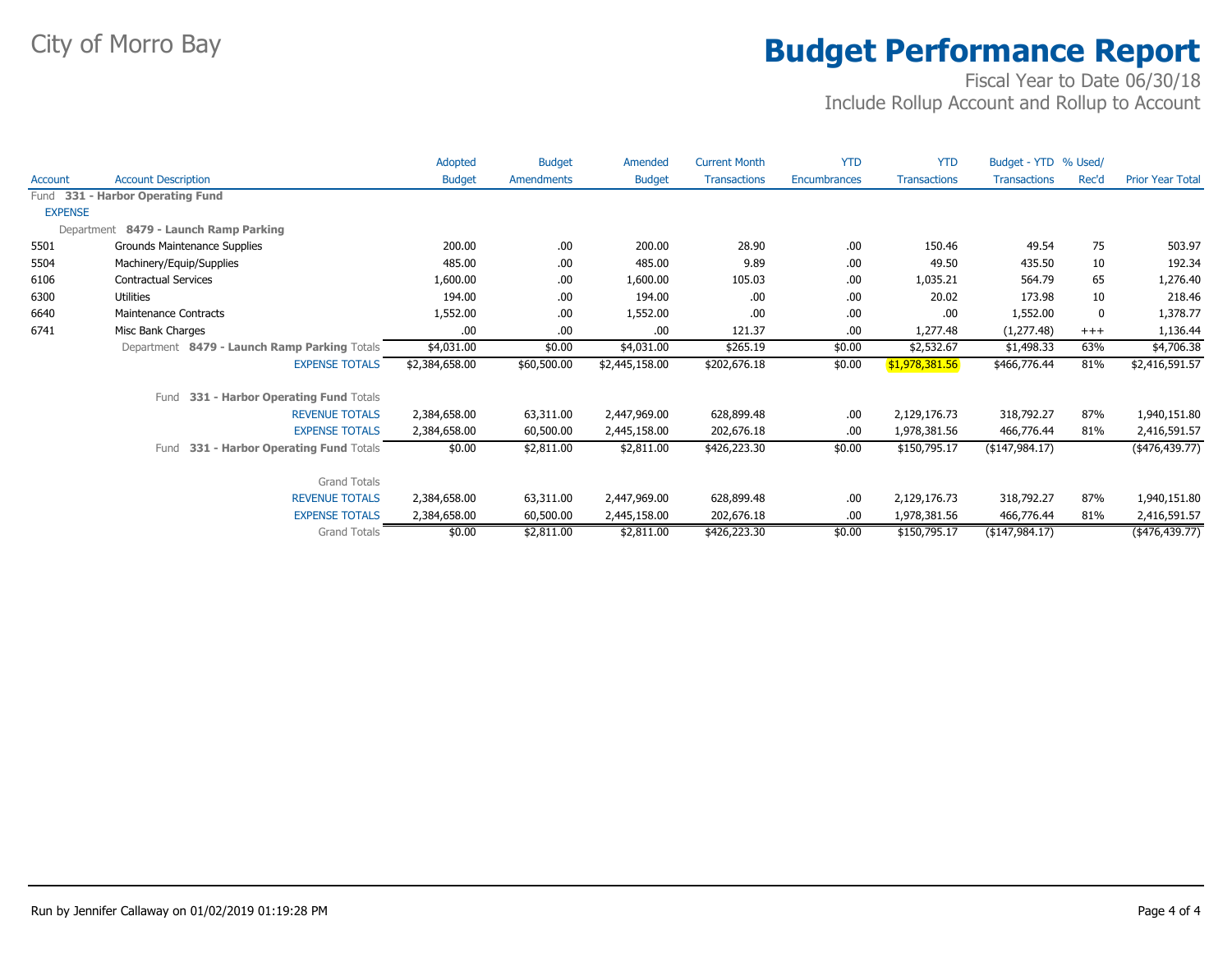# City of Morro Bay

# Budget Performance Report

Fiscal Year to Date 06/30/18
Include Rollup Account and Rollup to Account

| Account | Account Description | Adopted Budget | Budget Amendments | Amended Budget | Current Month Transactions | YTD Encumbrances | YTD Transactions | Budget - YTD Transactions | % Used/ Rec'd | Prior Year Total |
|---|---|---|---|---|---|---|---|---|---|---|
| Fund **331 - Harbor Operating Fund** | | | | | | | | | | |
| EXPENSE | | | | | | | | | | |
| Department **8479 - Launch Ramp Parking** | | | | | | | | | | |
| 5501 | Grounds Maintenance Supplies | 200.00 | .00 | 200.00 | 28.90 | .00 | 150.46 | 49.54 | 75 | 503.97 |
| 5504 | Machinery/Equip/Supplies | 485.00 | .00 | 485.00 | 9.89 | .00 | 49.50 | 435.50 | 10 | 192.34 |
| 6106 | Contractual Services | 1,600.00 | .00 | 1,600.00 | 105.03 | .00 | 1,035.21 | 564.79 | 65 | 1,276.40 |
| 6300 | Utilities | 194.00 | .00 | 194.00 | .00 | .00 | 20.02 | 173.98 | 10 | 218.46 |
| 6640 | Maintenance Contracts | 1,552.00 | .00 | 1,552.00 | .00 | .00 | .00 | 1,552.00 | 0 | 1,378.77 |
| 6741 | Misc Bank Charges | .00 | .00 | .00 | 121.37 | .00 | 1,277.48 | (1,277.48) | +++ | 1,136.44 |
| | Department **8479 - Launch Ramp Parking** Totals | $4,031.00 | $0.00 | $4,031.00 | $265.19 | $0.00 | $2,532.67 | $1,498.33 | 63% | $4,706.38 |
| | EXPENSE TOTALS | $2,384,658.00 | $60,500.00 | $2,445,158.00 | $202,676.18 | $0.00 | $1,978,381.56 | $466,776.44 | 81% | $2,416,591.57 |
| | Fund **331 - Harbor Operating Fund** Totals | | | | | | | | | |
| | REVENUE TOTALS | 2,384,658.00 | 63,311.00 | 2,447,969.00 | 628,899.48 | .00 | 2,129,176.73 | 318,792.27 | 87% | 1,940,151.80 |
| | EXPENSE TOTALS | 2,384,658.00 | 60,500.00 | 2,445,158.00 | 202,676.18 | .00 | 1,978,381.56 | 466,776.44 | 81% | 2,416,591.57 |
| | Fund **331 - Harbor Operating Fund** Totals | $0.00 | $2,811.00 | $2,811.00 | $426,223.30 | $0.00 | $150,795.17 | ($147,984.17) | | ($476,439.77) |
| | Grand Totals | | | | | | | | | |
| | REVENUE TOTALS | 2,384,658.00 | 63,311.00 | 2,447,969.00 | 628,899.48 | .00 | 2,129,176.73 | 318,792.27 | 87% | 1,940,151.80 |
| | EXPENSE TOTALS | 2,384,658.00 | 60,500.00 | 2,445,158.00 | 202,676.18 | .00 | 1,978,381.56 | 466,776.44 | 81% | 2,416,591.57 |
| | Grand Totals | $0.00 | $2,811.00 | $2,811.00 | $426,223.30 | $0.00 | $150,795.17 | ($147,984.17) | | ($476,439.77) |

Run by Jennifer Callaway on 01/02/2019 01:19:28 PM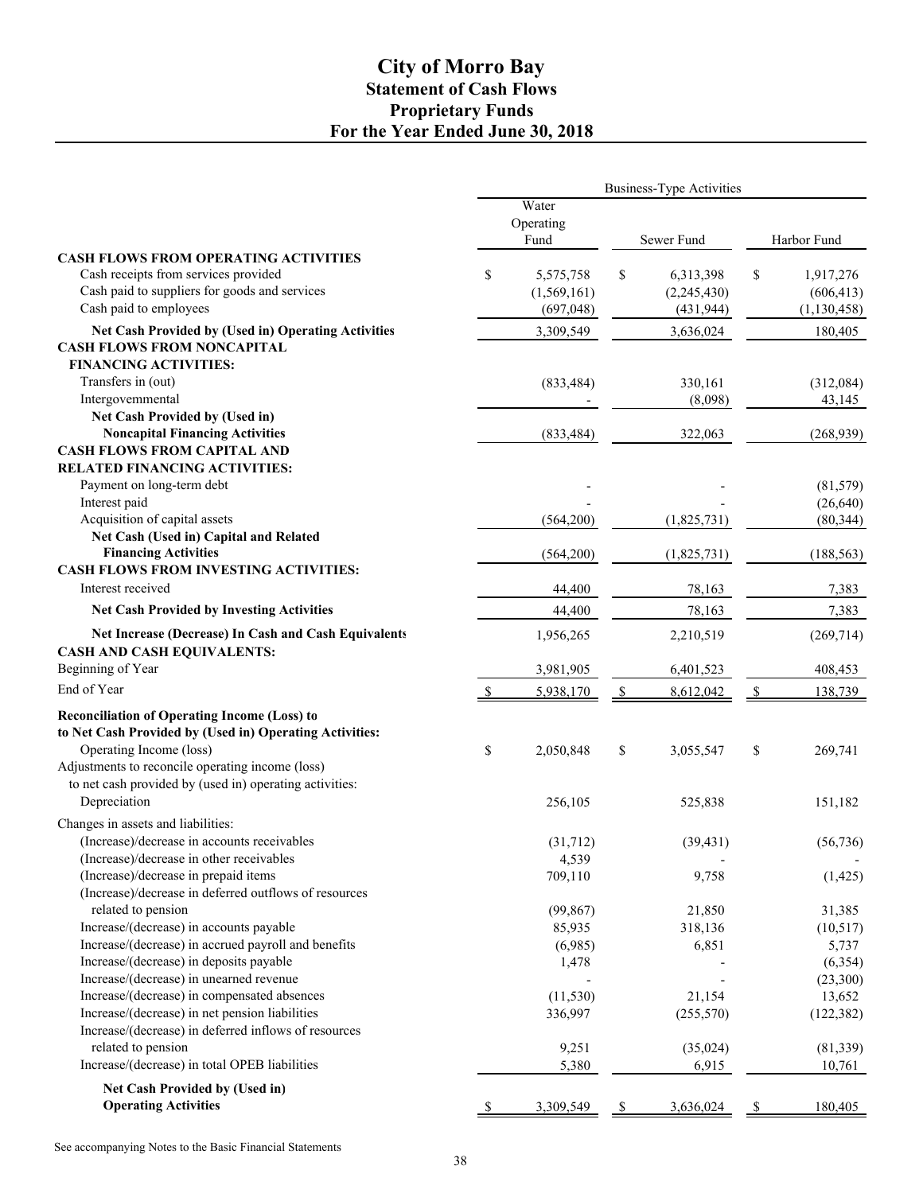# City of Morro Bay
## Statement of Cash Flows
## Proprietary Funds
## For the Year Ended June 30, 2018

| | Business-Type Activities | | |
|---|---|---|---|
| | Water Operating Fund | Sewer Fund | Harbor Fund |
| **CASH FLOWS FROM OPERATING ACTIVITIES** | | | |
| Cash receipts from services provided | $ 5,575,758 | $ 6,313,398 | $ 1,917,276 |
| Cash paid to suppliers for goods and services | (1,569,161) | (2,245,430) | (606,413) |
| Cash paid to employees | (697,048) | (431,944) | (1,130,458) |
| **Net Cash Provided by (Used in) Operating Activities** | 3,309,549 | 3,636,024 | 180,405 |
| **CASH FLOWS FROM NONCAPITAL FINANCING ACTIVITIES:** | | | |
| Transfers in (out) | (833,484) | 330,161 | (312,084) |
| Intergovemmental | - | (8,098) | 43,145 |
| **Net Cash Provided by (Used in) Noncapital Financing Activities** | (833,484) | 322,063 | (268,939) |
| **CASH FLOWS FROM CAPITAL AND RELATED FINANCING ACTIVITIES:** | | | |
| Payment on long-term debt | - | - | (81,579) |
| Interest paid | - | - | (26,640) |
| Acquisition of capital assets | (564,200) | (1,825,731) | (80,344) |
| **Net Cash (Used in) Capital and Related Financing Activities** | (564,200) | (1,825,731) | (188,563) |
| **CASH FLOWS FROM INVESTING ACTIVITIES:** | | | |
| Interest received | 44,400 | 78,163 | 7,383 |
| **Net Cash Provided by Investing Activities** | 44,400 | 78,163 | 7,383 |
| **Net Increase (Decrease) In Cash and Cash Equivalents** | 1,956,265 | 2,210,519 | (269,714) |
| **CASH AND CASH EQUIVALENTS:** | | | |
| Beginning of Year | 3,981,905 | 6,401,523 | 408,453 |
| End of Year | $ 5,938,170 | $ 8,612,042 | $ 138,739 |
| **Reconciliation of Operating Income (Loss) to to Net Cash Provided by (Used in) Operating Activities:** | | | |
| Operating Income (loss) | $ 2,050,848 | $ 3,055,547 | $ 269,741 |
| Adjustments to reconcile operating income (loss) to net cash provided by (used in) operating activities: | | | |
| Depreciation | 256,105 | 525,838 | 151,182 |
| Changes in assets and liabilities: | | | |
| (Increase)/decrease in accounts receivables | (31,712) | (39,431) | (56,736) |
| (Increase)/decrease in other receivables | 4,539 | - | - |
| (Increase)/decrease in prepaid items | 709,110 | 9,758 | (1,425) |
| (Increase)/decrease in deferred outflows of resources related to pension | (99,867) | 21,850 | 31,385 |
| Increase/(decrease) in accounts payable | 85,935 | 318,136 | (10,517) |
| Increase/(decrease) in accrued payroll and benefits | (6,985) | 6,851 | 5,737 |
| Increase/(decrease) in deposits payable | 1,478 | - | (6,354) |
| Increase/(decrease) in unearned revenue | - | - | (23,300) |
| Increase/(decrease) in compensated absences | (11,530) | 21,154 | 13,652 |
| Increase/(decrease) in net pension liabilities | 336,997 | (255,570) | (122,382) |
| Increase/(decrease) in deferred inflows of resources related to pension | 9,251 | (35,024) | (81,339) |
| Increase/(decrease) in total OPEB liabilities | 5,380 | 6,915 | 10,761 |
| **Net Cash Provided by (Used in) Operating Activities** | $ 3,309,549 | $ 3,636,024 | $ 180,405 |

See accompanying Notes to the Basic Financial Statements